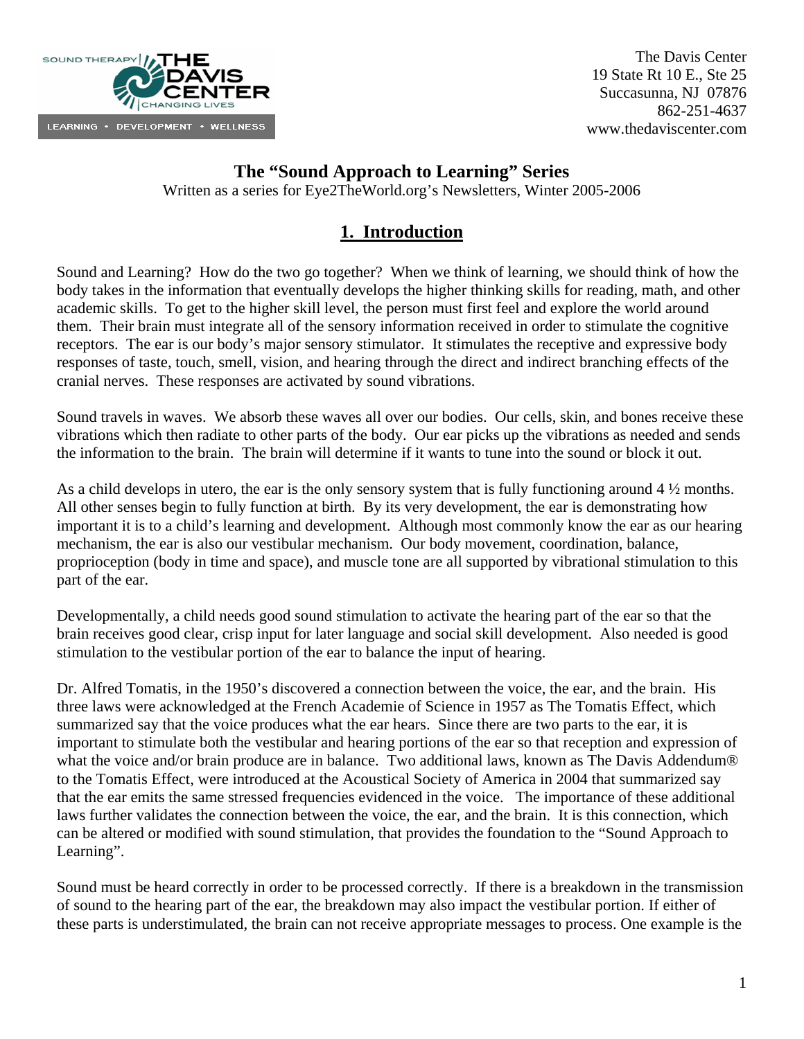The Davis Center
19 State Rt 10 E., Ste 25
Succasunna, NJ 07876
862-251-4637
www.thedaviscenter.com

# The "Sound Approach to Learning" Series

Written as a series for Eye2TheWorld.org's Newsletters, Winter 2005-2006

## 1. Introduction

Sound and Learning? How do the two go together? When we think of learning, we should think of how the body takes in the information that eventually develops the higher thinking skills for reading, math, and other academic skills. To get to the higher skill level, the person must first feel and explore the world around them. Their brain must integrate all of the sensory information received in order to stimulate the cognitive receptors. The ear is our body's major sensory stimulator. It stimulates the receptive and expressive body responses of taste, touch, smell, vision, and hearing through the direct and indirect branching effects of the cranial nerves. These responses are activated by sound vibrations.

Sound travels in waves. We absorb these waves all over our bodies. Our cells, skin, and bones receive these vibrations which then radiate to other parts of the body. Our ear picks up the vibrations as needed and sends the information to the brain. The brain will determine if it wants to tune into the sound or block it out.

As a child develops in utero, the ear is the only sensory system that is fully functioning around 4 ½ months. All other senses begin to fully function at birth. By its very development, the ear is demonstrating how important it is to a child's learning and development. Although most commonly know the ear as our hearing mechanism, the ear is also our vestibular mechanism. Our body movement, coordination, balance, proprioception (body in time and space), and muscle tone are all supported by vibrational stimulation to this part of the ear.

Developmentally, a child needs good sound stimulation to activate the hearing part of the ear so that the brain receives good clear, crisp input for later language and social skill development. Also needed is good stimulation to the vestibular portion of the ear to balance the input of hearing.

Dr. Alfred Tomatis, in the 1950's discovered a connection between the voice, the ear, and the brain. His three laws were acknowledged at the French Academie of Science in 1957 as The Tomatis Effect, which summarized say that the voice produces what the ear hears. Since there are two parts to the ear, it is important to stimulate both the vestibular and hearing portions of the ear so that reception and expression of what the voice and/or brain produce are in balance. Two additional laws, known as The Davis Addendum® to the Tomatis Effect, were introduced at the Acoustical Society of America in 2004 that summarized say that the ear emits the same stressed frequencies evidenced in the voice. The importance of these additional laws further validates the connection between the voice, the ear, and the brain. It is this connection, which can be altered or modified with sound stimulation, that provides the foundation to the "Sound Approach to Learning".

Sound must be heard correctly in order to be processed correctly. If there is a breakdown in the transmission of sound to the hearing part of the ear, the breakdown may also impact the vestibular portion. If either of these parts is understimulated, the brain can not receive appropriate messages to process. One example is the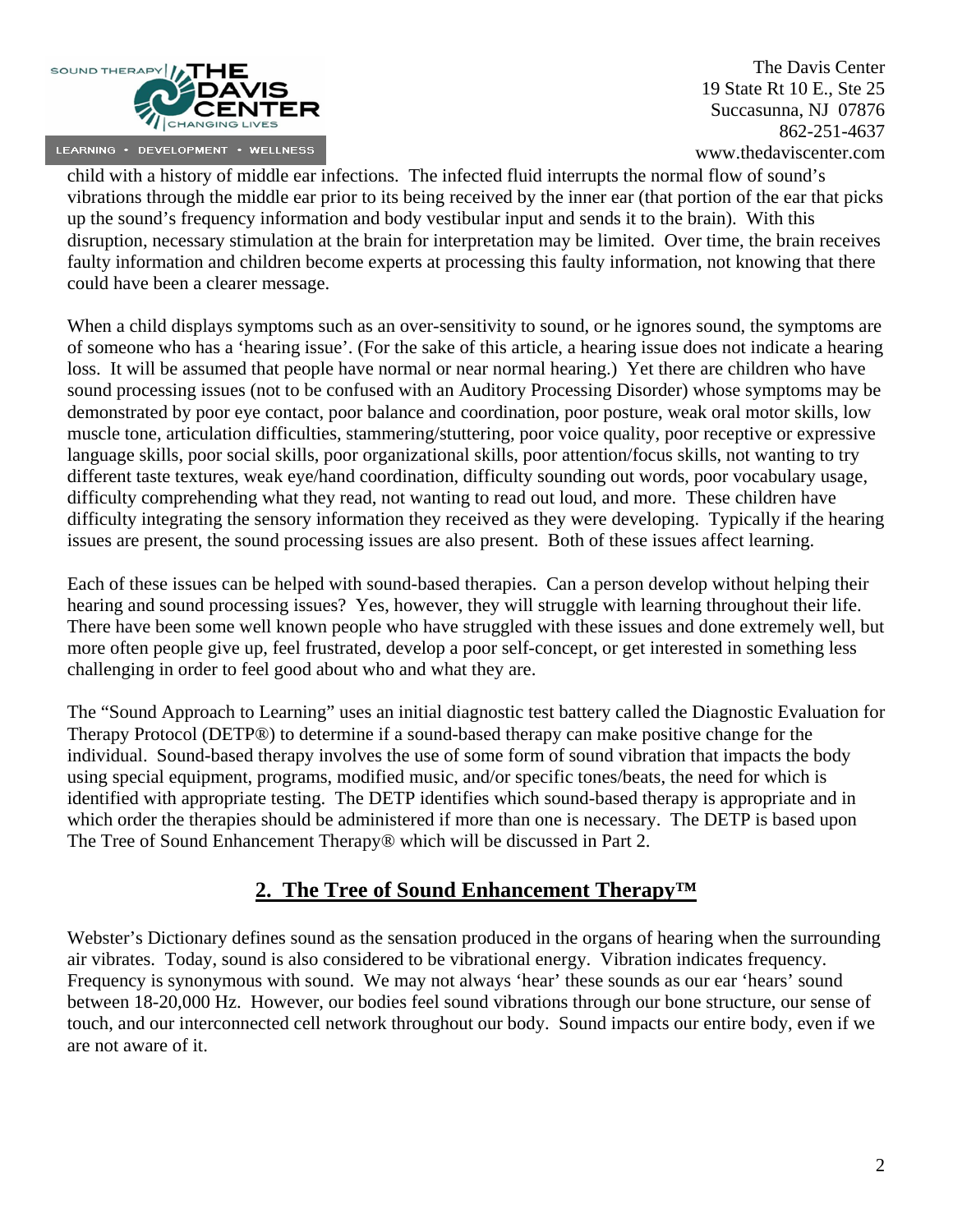child with a history of middle ear infections. The infected fluid interrupts the normal flow of sound's vibrations through the middle ear prior to its being received by the inner ear (that portion of the ear that picks up the sound's frequency information and body vestibular input and sends it to the brain). With this disruption, necessary stimulation at the brain for interpretation may be limited. Over time, the brain receives faulty information and children become experts at processing this faulty information, not knowing that there could have been a clearer message.

When a child displays symptoms such as an over-sensitivity to sound, or he ignores sound, the symptoms are of someone who has a 'hearing issue'. (For the sake of this article, a hearing issue does not indicate a hearing loss. It will be assumed that people have normal or near normal hearing.) Yet there are children who have sound processing issues (not to be confused with an Auditory Processing Disorder) whose symptoms may be demonstrated by poor eye contact, poor balance and coordination, poor posture, weak oral motor skills, low muscle tone, articulation difficulties, stammering/stuttering, poor voice quality, poor receptive or expressive language skills, poor social skills, poor organizational skills, poor attention/focus skills, not wanting to try different taste textures, weak eye/hand coordination, difficulty sounding out words, poor vocabulary usage, difficulty comprehending what they read, not wanting to read out loud, and more. These children have difficulty integrating the sensory information they received as they were developing. Typically if the hearing issues are present, the sound processing issues are also present. Both of these issues affect learning.

Each of these issues can be helped with sound-based therapies. Can a person develop without helping their hearing and sound processing issues? Yes, however, they will struggle with learning throughout their life. There have been some well known people who have struggled with these issues and done extremely well, but more often people give up, feel frustrated, develop a poor self-concept, or get interested in something less challenging in order to feel good about who and what they are.

The "Sound Approach to Learning" uses an initial diagnostic test battery called the Diagnostic Evaluation for Therapy Protocol (DETP®) to determine if a sound-based therapy can make positive change for the individual. Sound-based therapy involves the use of some form of sound vibration that impacts the body using special equipment, programs, modified music, and/or specific tones/beats, the need for which is identified with appropriate testing. The DETP identifies which sound-based therapy is appropriate and in which order the therapies should be administered if more than one is necessary. The DETP is based upon The Tree of Sound Enhancement Therapy® which will be discussed in Part 2.

## 2. The Tree of Sound Enhancement Therapy™

Webster's Dictionary defines sound as the sensation produced in the organs of hearing when the surrounding air vibrates. Today, sound is also considered to be vibrational energy. Vibration indicates frequency. Frequency is synonymous with sound. We may not always 'hear' these sounds as our ear 'hears' sound between 18-20,000 Hz. However, our bodies feel sound vibrations through our bone structure, our sense of touch, and our interconnected cell network throughout our body. Sound impacts our entire body, even if we are not aware of it.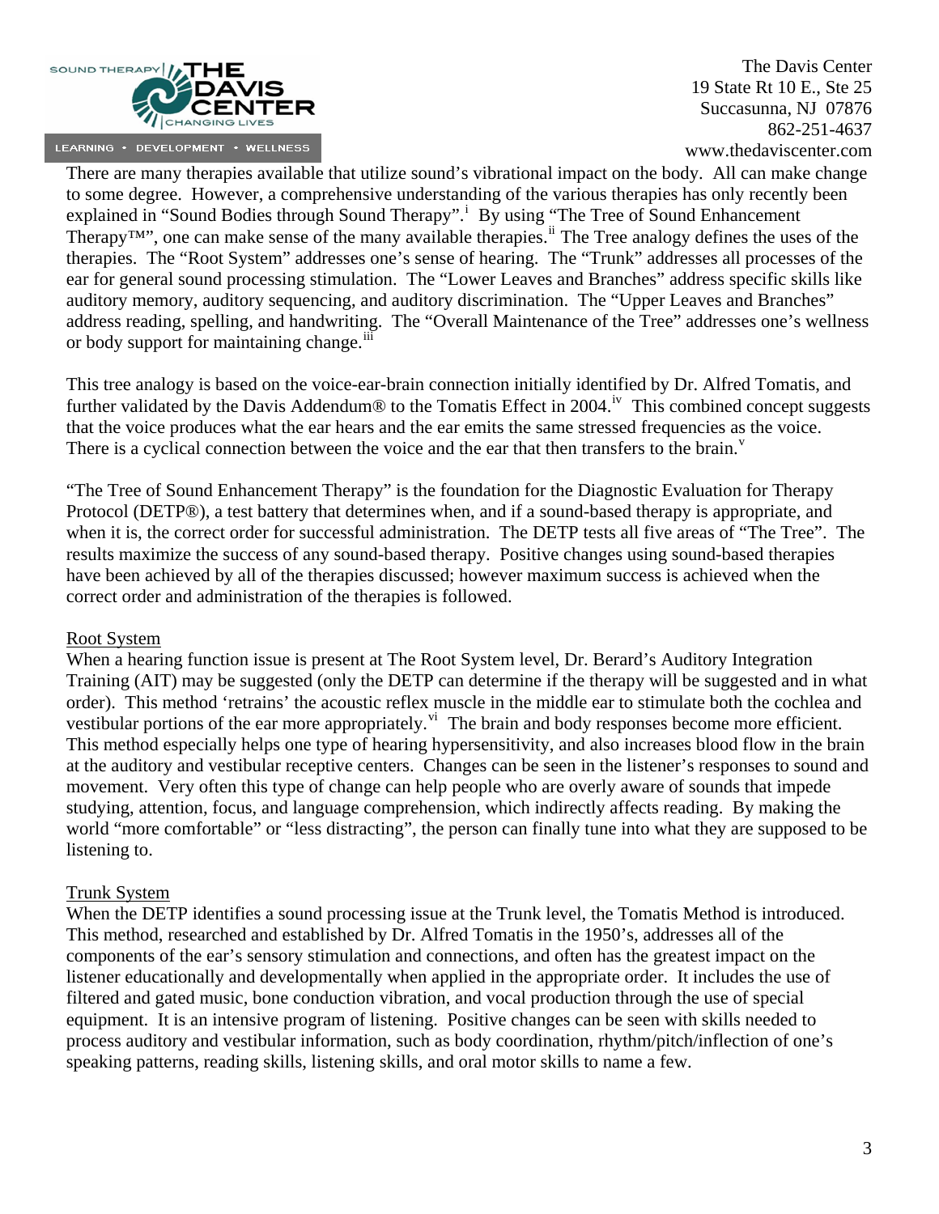There are many therapies available that utilize sound's vibrational impact on the body. All can make change to some degree. However, a comprehensive understanding of the various therapies has only recently been explained in "Sound Bodies through Sound Therapy".[i] By using "The Tree of Sound Enhancement Therapy™", one can make sense of the many available therapies.[ii] The Tree analogy defines the uses of the therapies. The "Root System" addresses one's sense of hearing. The "Trunk" addresses all processes of the ear for general sound processing stimulation. The "Lower Leaves and Branches" address specific skills like auditory memory, auditory sequencing, and auditory discrimination. The "Upper Leaves and Branches" address reading, spelling, and handwriting. The "Overall Maintenance of the Tree" addresses one's wellness or body support for maintaining change.[iii]

This tree analogy is based on the voice-ear-brain connection initially identified by Dr. Alfred Tomatis, and further validated by the Davis Addendum® to the Tomatis Effect in 2004.[iv] This combined concept suggests that the voice produces what the ear hears and the ear emits the same stressed frequencies as the voice. There is a cyclical connection between the voice and the ear that then transfers to the brain.[v]

"The Tree of Sound Enhancement Therapy" is the foundation for the Diagnostic Evaluation for Therapy Protocol (DETP®), a test battery that determines when, and if a sound-based therapy is appropriate, and when it is, the correct order for successful administration. The DETP tests all five areas of "The Tree". The results maximize the success of any sound-based therapy. Positive changes using sound-based therapies have been achieved by all of the therapies discussed; however maximum success is achieved when the correct order and administration of the therapies is followed.

## Root System

When a hearing function issue is present at The Root System level, Dr. Berard's Auditory Integration Training (AIT) may be suggested (only the DETP can determine if the therapy will be suggested and in what order). This method 'retrains' the acoustic reflex muscle in the middle ear to stimulate both the cochlea and vestibular portions of the ear more appropriately.[vi] The brain and body responses become more efficient. This method especially helps one type of hearing hypersensitivity, and also increases blood flow in the brain at the auditory and vestibular receptive centers. Changes can be seen in the listener's responses to sound and movement. Very often this type of change can help people who are overly aware of sounds that impede studying, attention, focus, and language comprehension, which indirectly affects reading. By making the world "more comfortable" or "less distracting", the person can finally tune into what they are supposed to be listening to.

## Trunk System

When the DETP identifies a sound processing issue at the Trunk level, the Tomatis Method is introduced. This method, researched and established by Dr. Alfred Tomatis in the 1950's, addresses all of the components of the ear's sensory stimulation and connections, and often has the greatest impact on the listener educationally and developmentally when applied in the appropriate order. It includes the use of filtered and gated music, bone conduction vibration, and vocal production through the use of special equipment. It is an intensive program of listening. Positive changes can be seen with skills needed to process auditory and vestibular information, such as body coordination, rhythm/pitch/inflection of one's speaking patterns, reading skills, listening skills, and oral motor skills to name a few.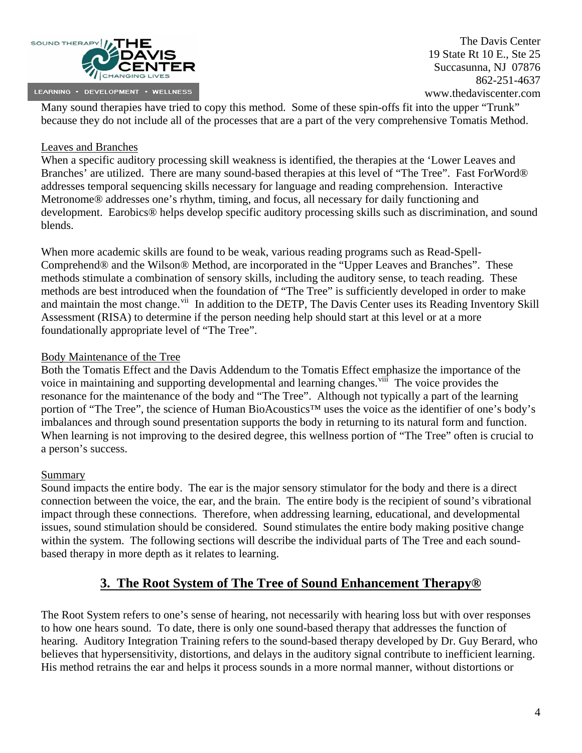Many sound therapies have tried to copy this method. Some of these spin-offs fit into the upper "Trunk" because they do not include all of the processes that are a part of the very comprehensive Tomatis Method.

Leaves and Branches

When a specific auditory processing skill weakness is identified, the therapies at the 'Lower Leaves and Branches' are utilized. There are many sound-based therapies at this level of "The Tree". Fast ForWord® addresses temporal sequencing skills necessary for language and reading comprehension. Interactive Metronome® addresses one's rhythm, timing, and focus, all necessary for daily functioning and development. Earobics® helps develop specific auditory processing skills such as discrimination, and sound blends.

When more academic skills are found to be weak, various reading programs such as Read-Spell-Comprehend® and the Wilson® Method, are incorporated in the "Upper Leaves and Branches". These methods stimulate a combination of sensory skills, including the auditory sense, to teach reading. These methods are best introduced when the foundation of "The Tree" is sufficiently developed in order to make and maintain the most change.[vii] In addition to the DETP, The Davis Center uses its Reading Inventory Skill Assessment (RISA) to determine if the person needing help should start at this level or at a more foundationally appropriate level of "The Tree".

Body Maintenance of the Tree

Both the Tomatis Effect and the Davis Addendum to the Tomatis Effect emphasize the importance of the voice in maintaining and supporting developmental and learning changes.[viii] The voice provides the resonance for the maintenance of the body and "The Tree". Although not typically a part of the learning portion of "The Tree", the science of Human BioAcoustics™ uses the voice as the identifier of one's body's imbalances and through sound presentation supports the body in returning to its natural form and function. When learning is not improving to the desired degree, this wellness portion of "The Tree" often is crucial to a person's success.

Summary

Sound impacts the entire body. The ear is the major sensory stimulator for the body and there is a direct connection between the voice, the ear, and the brain. The entire body is the recipient of sound's vibrational impact through these connections. Therefore, when addressing learning, educational, and developmental issues, sound stimulation should be considered. Sound stimulates the entire body making positive change within the system. The following sections will describe the individual parts of The Tree and each sound-based therapy in more depth as it relates to learning.

## 3. The Root System of The Tree of Sound Enhancement Therapy®

The Root System refers to one's sense of hearing, not necessarily with hearing loss but with over responses to how one hears sound. To date, there is only one sound-based therapy that addresses the function of hearing. Auditory Integration Training refers to the sound-based therapy developed by Dr. Guy Berard, who believes that hypersensitivity, distortions, and delays in the auditory signal contribute to inefficient learning. His method retrains the ear and helps it process sounds in a more normal manner, without distortions or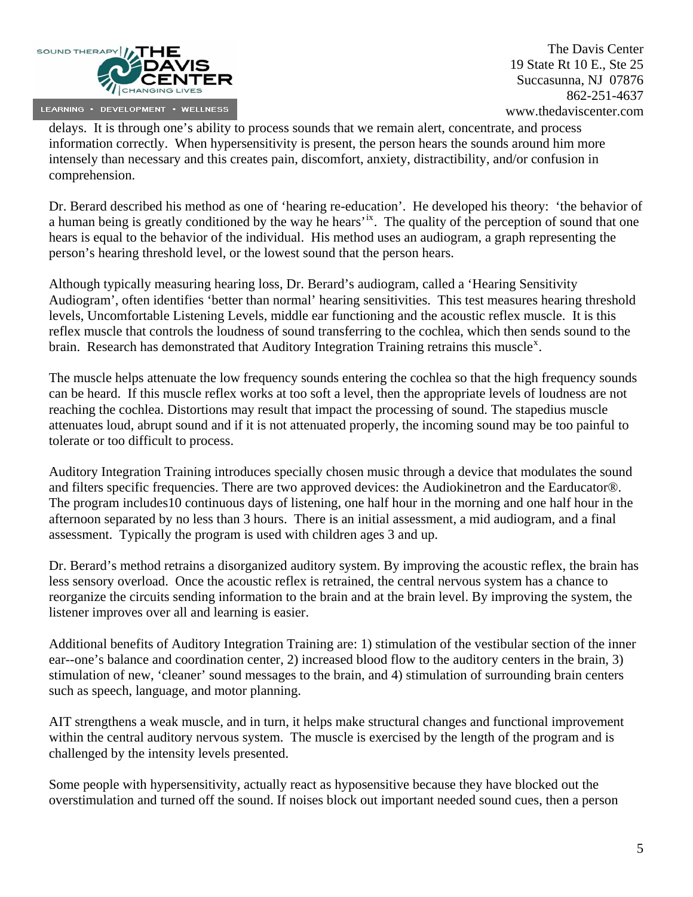delays. It is through one's ability to process sounds that we remain alert, concentrate, and process information correctly. When hypersensitivity is present, the person hears the sounds around him more intensely than necessary and this creates pain, discomfort, anxiety, distractibility, and/or confusion in comprehension.

Dr. Berard described his method as one of 'hearing re-education'. He developed his theory: 'the behavior of a human being is greatly conditioned by the way he hears'[ix]. The quality of the perception of sound that one hears is equal to the behavior of the individual. His method uses an audiogram, a graph representing the person's hearing threshold level, or the lowest sound that the person hears.

Although typically measuring hearing loss, Dr. Berard's audiogram, called a 'Hearing Sensitivity Audiogram', often identifies 'better than normal' hearing sensitivities. This test measures hearing threshold levels, Uncomfortable Listening Levels, middle ear functioning and the acoustic reflex muscle. It is this reflex muscle that controls the loudness of sound transferring to the cochlea, which then sends sound to the brain. Research has demonstrated that Auditory Integration Training retrains this muscle[x].

The muscle helps attenuate the low frequency sounds entering the cochlea so that the high frequency sounds can be heard. If this muscle reflex works at too soft a level, then the appropriate levels of loudness are not reaching the cochlea. Distortions may result that impact the processing of sound. The stapedius muscle attenuates loud, abrupt sound and if it is not attenuated properly, the incoming sound may be too painful to tolerate or too difficult to process.

Auditory Integration Training introduces specially chosen music through a device that modulates the sound and filters specific frequencies. There are two approved devices: the Audiokinetron and the Earducator®. The program includes10 continuous days of listening, one half hour in the morning and one half hour in the afternoon separated by no less than 3 hours. There is an initial assessment, a mid audiogram, and a final assessment. Typically the program is used with children ages 3 and up.

Dr. Berard's method retrains a disorganized auditory system. By improving the acoustic reflex, the brain has less sensory overload. Once the acoustic reflex is retrained, the central nervous system has a chance to reorganize the circuits sending information to the brain and at the brain level. By improving the system, the listener improves over all and learning is easier.

Additional benefits of Auditory Integration Training are: 1) stimulation of the vestibular section of the inner ear--one's balance and coordination center, 2) increased blood flow to the auditory centers in the brain, 3) stimulation of new, 'cleaner' sound messages to the brain, and 4) stimulation of surrounding brain centers such as speech, language, and motor planning.

AIT strengthens a weak muscle, and in turn, it helps make structural changes and functional improvement within the central auditory nervous system. The muscle is exercised by the length of the program and is challenged by the intensity levels presented.

Some people with hypersensitivity, actually react as hyposensitive because they have blocked out the overstimulation and turned off the sound. If noises block out important needed sound cues, then a person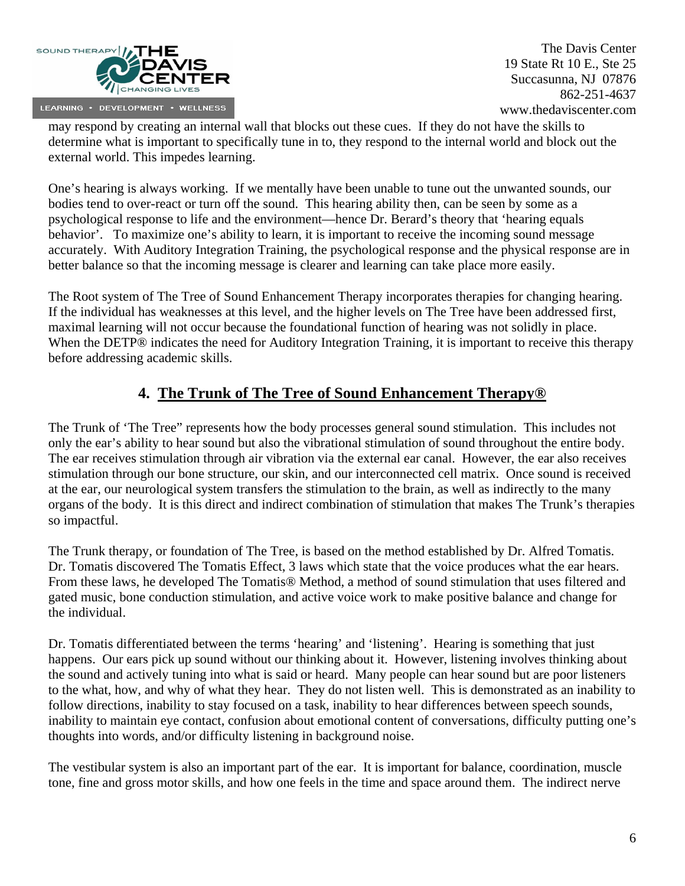may respond by creating an internal wall that blocks out these cues. If they do not have the skills to determine what is important to specifically tune in to, they respond to the internal world and block out the external world. This impedes learning.

One's hearing is always working. If we mentally have been unable to tune out the unwanted sounds, our bodies tend to over-react or turn off the sound. This hearing ability then, can be seen by some as a psychological response to life and the environment—hence Dr. Berard's theory that 'hearing equals behavior'. To maximize one's ability to learn, it is important to receive the incoming sound message accurately. With Auditory Integration Training, the psychological response and the physical response are in better balance so that the incoming message is clearer and learning can take place more easily.

The Root system of The Tree of Sound Enhancement Therapy incorporates therapies for changing hearing. If the individual has weaknesses at this level, and the higher levels on The Tree have been addressed first, maximal learning will not occur because the foundational function of hearing was not solidly in place. When the DETP® indicates the need for Auditory Integration Training, it is important to receive this therapy before addressing academic skills.

## 4. The Trunk of The Tree of Sound Enhancement Therapy®

The Trunk of 'The Tree" represents how the body processes general sound stimulation. This includes not only the ear's ability to hear sound but also the vibrational stimulation of sound throughout the entire body. The ear receives stimulation through air vibration via the external ear canal. However, the ear also receives stimulation through our bone structure, our skin, and our interconnected cell matrix. Once sound is received at the ear, our neurological system transfers the stimulation to the brain, as well as indirectly to the many organs of the body. It is this direct and indirect combination of stimulation that makes The Trunk's therapies so impactful.

The Trunk therapy, or foundation of The Tree, is based on the method established by Dr. Alfred Tomatis. Dr. Tomatis discovered The Tomatis Effect, 3 laws which state that the voice produces what the ear hears. From these laws, he developed The Tomatis® Method, a method of sound stimulation that uses filtered and gated music, bone conduction stimulation, and active voice work to make positive balance and change for the individual.

Dr. Tomatis differentiated between the terms 'hearing' and 'listening'. Hearing is something that just happens. Our ears pick up sound without our thinking about it. However, listening involves thinking about the sound and actively tuning into what is said or heard. Many people can hear sound but are poor listeners to the what, how, and why of what they hear. They do not listen well. This is demonstrated as an inability to follow directions, inability to stay focused on a task, inability to hear differences between speech sounds, inability to maintain eye contact, confusion about emotional content of conversations, difficulty putting one's thoughts into words, and/or difficulty listening in background noise.

The vestibular system is also an important part of the ear. It is important for balance, coordination, muscle tone, fine and gross motor skills, and how one feels in the time and space around them. The indirect nerve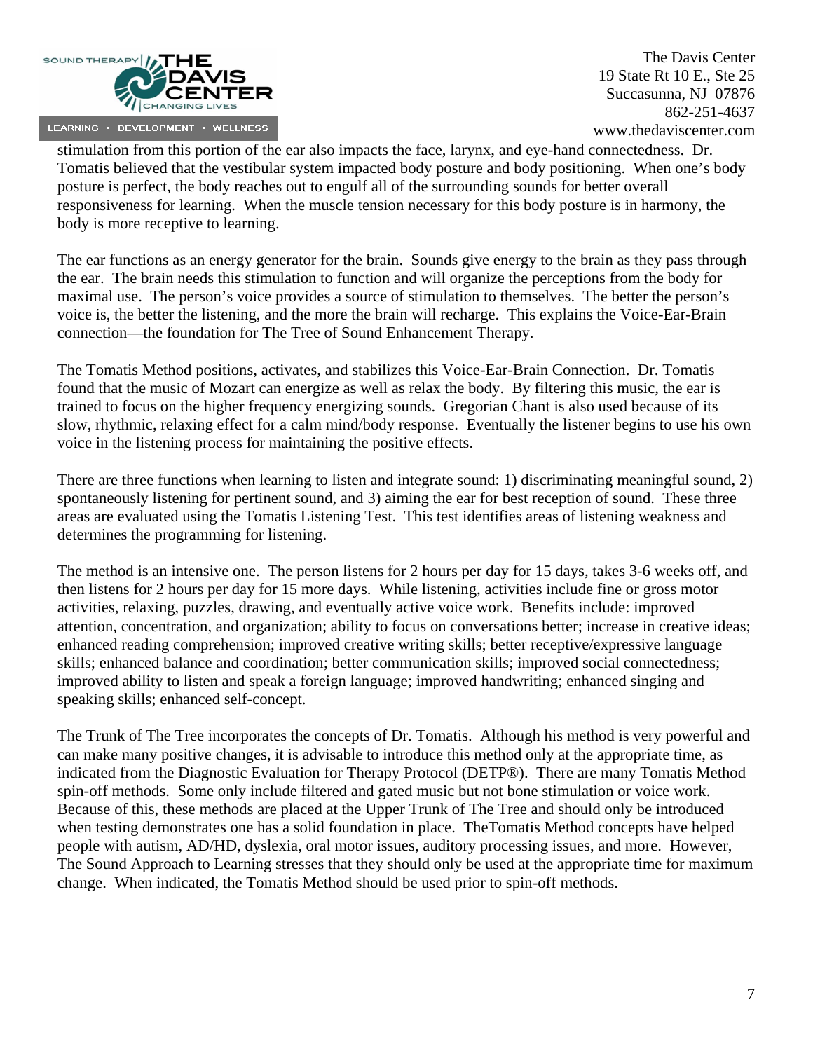stimulation from this portion of the ear also impacts the face, larynx, and eye-hand connectedness. Dr. Tomatis believed that the vestibular system impacted body posture and body positioning. When one's body posture is perfect, the body reaches out to engulf all of the surrounding sounds for better overall responsiveness for learning. When the muscle tension necessary for this body posture is in harmony, the body is more receptive to learning.

The ear functions as an energy generator for the brain. Sounds give energy to the brain as they pass through the ear. The brain needs this stimulation to function and will organize the perceptions from the body for maximal use. The person's voice provides a source of stimulation to themselves. The better the person's voice is, the better the listening, and the more the brain will recharge. This explains the Voice-Ear-Brain connection—the foundation for The Tree of Sound Enhancement Therapy.

The Tomatis Method positions, activates, and stabilizes this Voice-Ear-Brain Connection. Dr. Tomatis found that the music of Mozart can energize as well as relax the body. By filtering this music, the ear is trained to focus on the higher frequency energizing sounds. Gregorian Chant is also used because of its slow, rhythmic, relaxing effect for a calm mind/body response. Eventually the listener begins to use his own voice in the listening process for maintaining the positive effects.

There are three functions when learning to listen and integrate sound: 1) discriminating meaningful sound, 2) spontaneously listening for pertinent sound, and 3) aiming the ear for best reception of sound. These three areas are evaluated using the Tomatis Listening Test. This test identifies areas of listening weakness and determines the programming for listening.

The method is an intensive one. The person listens for 2 hours per day for 15 days, takes 3-6 weeks off, and then listens for 2 hours per day for 15 more days. While listening, activities include fine or gross motor activities, relaxing, puzzles, drawing, and eventually active voice work. Benefits include: improved attention, concentration, and organization; ability to focus on conversations better; increase in creative ideas; enhanced reading comprehension; improved creative writing skills; better receptive/expressive language skills; enhanced balance and coordination; better communication skills; improved social connectedness; improved ability to listen and speak a foreign language; improved handwriting; enhanced singing and speaking skills; enhanced self-concept.

The Trunk of The Tree incorporates the concepts of Dr. Tomatis. Although his method is very powerful and can make many positive changes, it is advisable to introduce this method only at the appropriate time, as indicated from the Diagnostic Evaluation for Therapy Protocol (DETP®). There are many Tomatis Method spin-off methods. Some only include filtered and gated music but not bone stimulation or voice work. Because of this, these methods are placed at the Upper Trunk of The Tree and should only be introduced when testing demonstrates one has a solid foundation in place. TheTomatis Method concepts have helped people with autism, AD/HD, dyslexia, oral motor issues, auditory processing issues, and more. However, The Sound Approach to Learning stresses that they should only be used at the appropriate time for maximum change. When indicated, the Tomatis Method should be used prior to spin-off methods.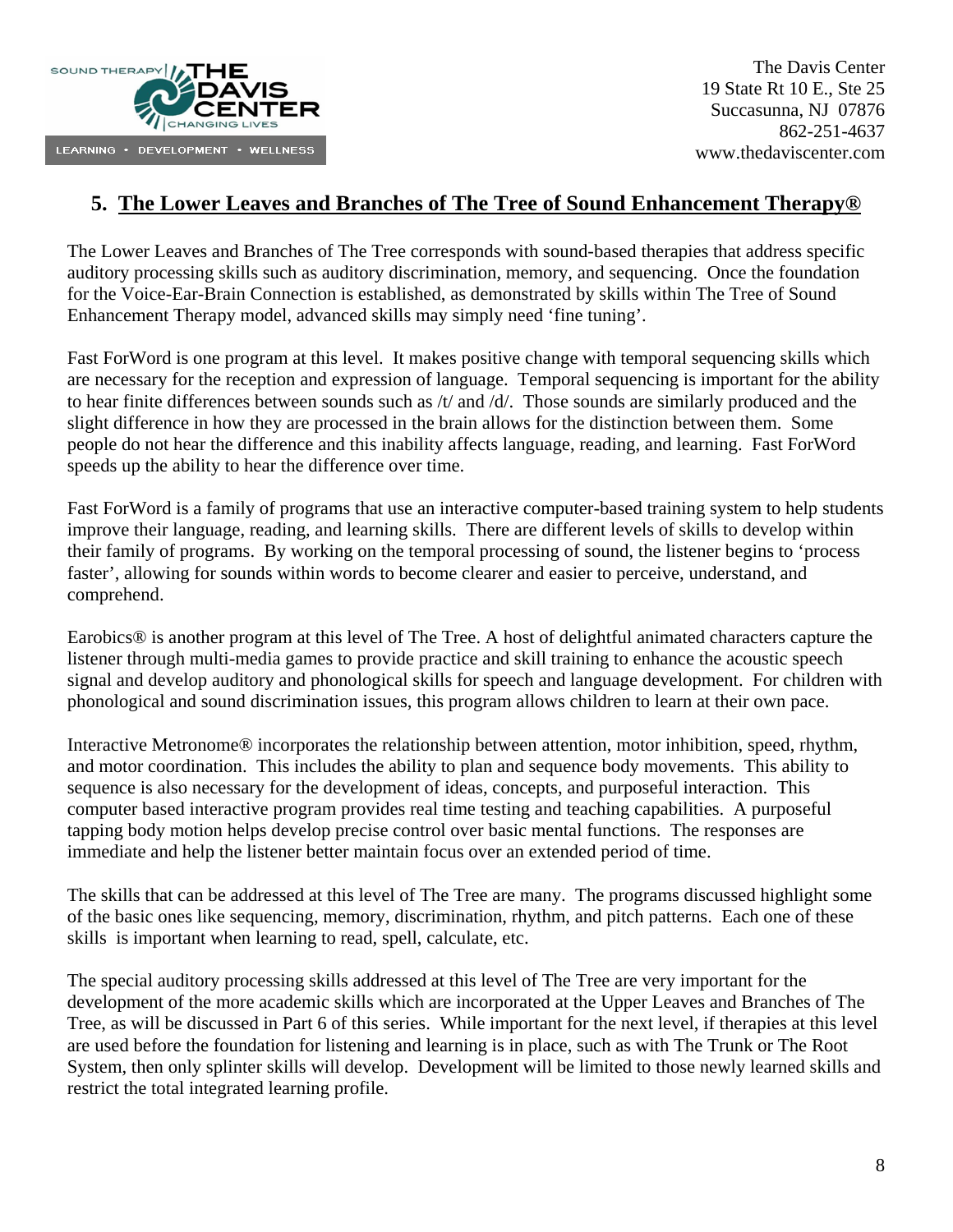## 5. The Lower Leaves and Branches of The Tree of Sound Enhancement Therapy®

The Lower Leaves and Branches of The Tree corresponds with sound-based therapies that address specific auditory processing skills such as auditory discrimination, memory, and sequencing. Once the foundation for the Voice-Ear-Brain Connection is established, as demonstrated by skills within The Tree of Sound Enhancement Therapy model, advanced skills may simply need 'fine tuning'.

Fast ForWord is one program at this level. It makes positive change with temporal sequencing skills which are necessary for the reception and expression of language. Temporal sequencing is important for the ability to hear finite differences between sounds such as /t/ and /d/. Those sounds are similarly produced and the slight difference in how they are processed in the brain allows for the distinction between them. Some people do not hear the difference and this inability affects language, reading, and learning. Fast ForWord speeds up the ability to hear the difference over time.

Fast ForWord is a family of programs that use an interactive computer-based training system to help students improve their language, reading, and learning skills. There are different levels of skills to develop within their family of programs. By working on the temporal processing of sound, the listener begins to 'process faster', allowing for sounds within words to become clearer and easier to perceive, understand, and comprehend.

Earobics® is another program at this level of The Tree. A host of delightful animated characters capture the listener through multi-media games to provide practice and skill training to enhance the acoustic speech signal and develop auditory and phonological skills for speech and language development. For children with phonological and sound discrimination issues, this program allows children to learn at their own pace.

Interactive Metronome® incorporates the relationship between attention, motor inhibition, speed, rhythm, and motor coordination. This includes the ability to plan and sequence body movements. This ability to sequence is also necessary for the development of ideas, concepts, and purposeful interaction. This computer based interactive program provides real time testing and teaching capabilities. A purposeful tapping body motion helps develop precise control over basic mental functions. The responses are immediate and help the listener better maintain focus over an extended period of time.

The skills that can be addressed at this level of The Tree are many. The programs discussed highlight some of the basic ones like sequencing, memory, discrimination, rhythm, and pitch patterns. Each one of these skills is important when learning to read, spell, calculate, etc.

The special auditory processing skills addressed at this level of The Tree are very important for the development of the more academic skills which are incorporated at the Upper Leaves and Branches of The Tree, as will be discussed in Part 6 of this series. While important for the next level, if therapies at this level are used before the foundation for listening and learning is in place, such as with The Trunk or The Root System, then only splinter skills will develop. Development will be limited to those newly learned skills and restrict the total integrated learning profile.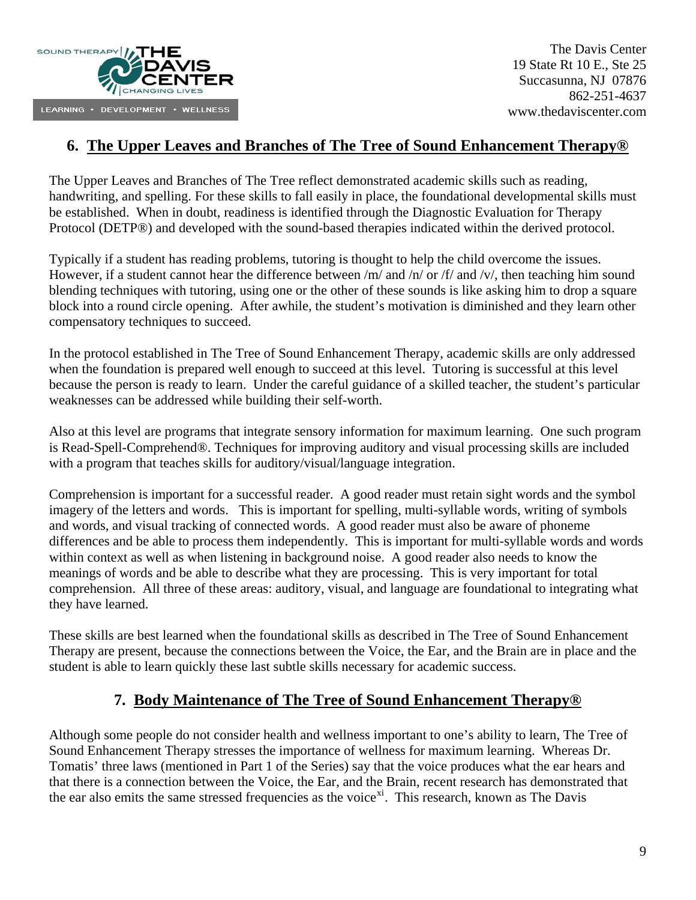## 6. The Upper Leaves and Branches of The Tree of Sound Enhancement Therapy®

The Upper Leaves and Branches of The Tree reflect demonstrated academic skills such as reading, handwriting, and spelling. For these skills to fall easily in place, the foundational developmental skills must be established. When in doubt, readiness is identified through the Diagnostic Evaluation for Therapy Protocol (DETP®) and developed with the sound-based therapies indicated within the derived protocol.

Typically if a student has reading problems, tutoring is thought to help the child overcome the issues. However, if a student cannot hear the difference between /m/ and /n/ or /f/ and /v/, then teaching him sound blending techniques with tutoring, using one or the other of these sounds is like asking him to drop a square block into a round circle opening. After awhile, the student's motivation is diminished and they learn other compensatory techniques to succeed.

In the protocol established in The Tree of Sound Enhancement Therapy, academic skills are only addressed when the foundation is prepared well enough to succeed at this level. Tutoring is successful at this level because the person is ready to learn. Under the careful guidance of a skilled teacher, the student's particular weaknesses can be addressed while building their self-worth.

Also at this level are programs that integrate sensory information for maximum learning. One such program is Read-Spell-Comprehend®. Techniques for improving auditory and visual processing skills are included with a program that teaches skills for auditory/visual/language integration.

Comprehension is important for a successful reader. A good reader must retain sight words and the symbol imagery of the letters and words. This is important for spelling, multi-syllable words, writing of symbols and words, and visual tracking of connected words. A good reader must also be aware of phoneme differences and be able to process them independently. This is important for multi-syllable words and words within context as well as when listening in background noise. A good reader also needs to know the meanings of words and be able to describe what they are processing. This is very important for total comprehension. All three of these areas: auditory, visual, and language are foundational to integrating what they have learned.

These skills are best learned when the foundational skills as described in The Tree of Sound Enhancement Therapy are present, because the connections between the Voice, the Ear, and the Brain are in place and the student is able to learn quickly these last subtle skills necessary for academic success.

## 7. Body Maintenance of The Tree of Sound Enhancement Therapy®

Although some people do not consider health and wellness important to one's ability to learn, The Tree of Sound Enhancement Therapy stresses the importance of wellness for maximum learning. Whereas Dr. Tomatis' three laws (mentioned in Part 1 of the Series) say that the voice produces what the ear hears and that there is a connection between the Voice, the Ear, and the Brain, recent research has demonstrated that the ear also emits the same stressed frequencies as the voice[xi]. This research, known as The Davis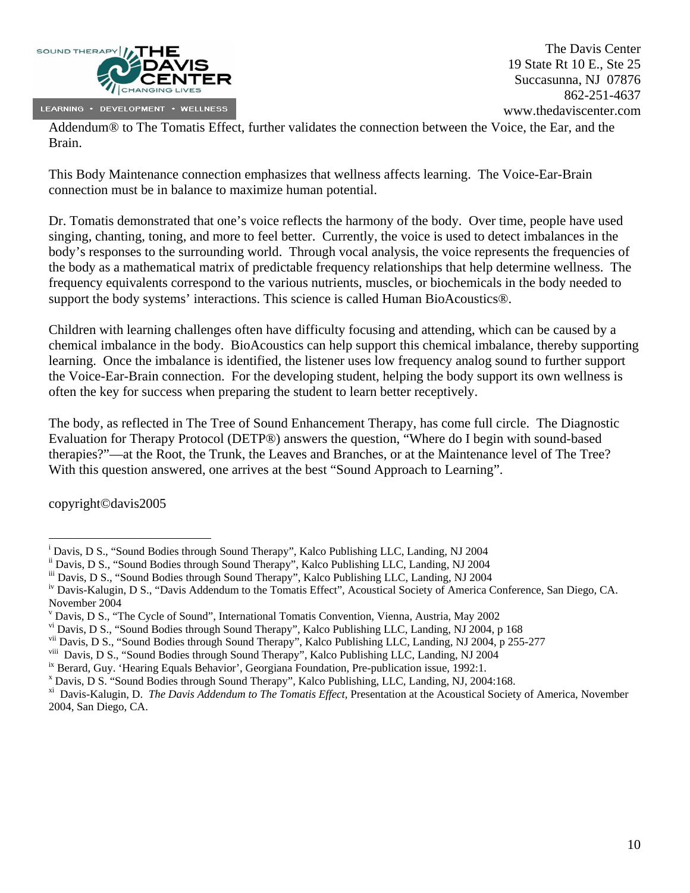Addendum® to The Tomatis Effect, further validates the connection between the Voice, the Ear, and the Brain.

This Body Maintenance connection emphasizes that wellness affects learning. The Voice-Ear-Brain connection must be in balance to maximize human potential.

Dr. Tomatis demonstrated that one's voice reflects the harmony of the body. Over time, people have used singing, chanting, toning, and more to feel better. Currently, the voice is used to detect imbalances in the body's responses to the surrounding world. Through vocal analysis, the voice represents the frequencies of the body as a mathematical matrix of predictable frequency relationships that help determine wellness. The frequency equivalents correspond to the various nutrients, muscles, or biochemicals in the body needed to support the body systems' interactions. This science is called Human BioAcoustics®.

Children with learning challenges often have difficulty focusing and attending, which can be caused by a chemical imbalance in the body. BioAcoustics can help support this chemical imbalance, thereby supporting learning. Once the imbalance is identified, the listener uses low frequency analog sound to further support the Voice-Ear-Brain connection. For the developing student, helping the body support its own wellness is often the key for success when preparing the student to learn better receptively.

The body, as reflected in The Tree of Sound Enhancement Therapy, has come full circle. The Diagnostic Evaluation for Therapy Protocol (DETP®) answers the question, "Where do I begin with sound-based therapies?"—at the Root, the Trunk, the Leaves and Branches, or at the Maintenance level of The Tree? With this question answered, one arrives at the best "Sound Approach to Learning".

copyright©davis2005

---

[i] Davis, D S., "Sound Bodies through Sound Therapy", Kalco Publishing LLC, Landing, NJ 2004

[ii] Davis, D S., "Sound Bodies through Sound Therapy", Kalco Publishing LLC, Landing, NJ 2004

[iii] Davis, D S., "Sound Bodies through Sound Therapy", Kalco Publishing LLC, Landing, NJ 2004

[iv] Davis-Kalugin, D S., "Davis Addendum to the Tomatis Effect", Acoustical Society of America Conference, San Diego, CA. November 2004

[v] Davis, D S., "The Cycle of Sound", International Tomatis Convention, Vienna, Austria, May 2002

[vi] Davis, D S., "Sound Bodies through Sound Therapy", Kalco Publishing LLC, Landing, NJ 2004, p 168

[vii] Davis, D S., "Sound Bodies through Sound Therapy", Kalco Publishing LLC, Landing, NJ 2004, p 255-277

[viii] Davis, D S., "Sound Bodies through Sound Therapy", Kalco Publishing LLC, Landing, NJ 2004

[ix] Berard, Guy. 'Hearing Equals Behavior', Georgiana Foundation, Pre-publication issue, 1992:1.

[x] Davis, D S. "Sound Bodies through Sound Therapy", Kalco Publishing, LLC, Landing, NJ, 2004:168.

[xi] Davis-Kalugin, D. *The Davis Addendum to The Tomatis Effect*, Presentation at the Acoustical Society of America, November 2004, San Diego, CA.